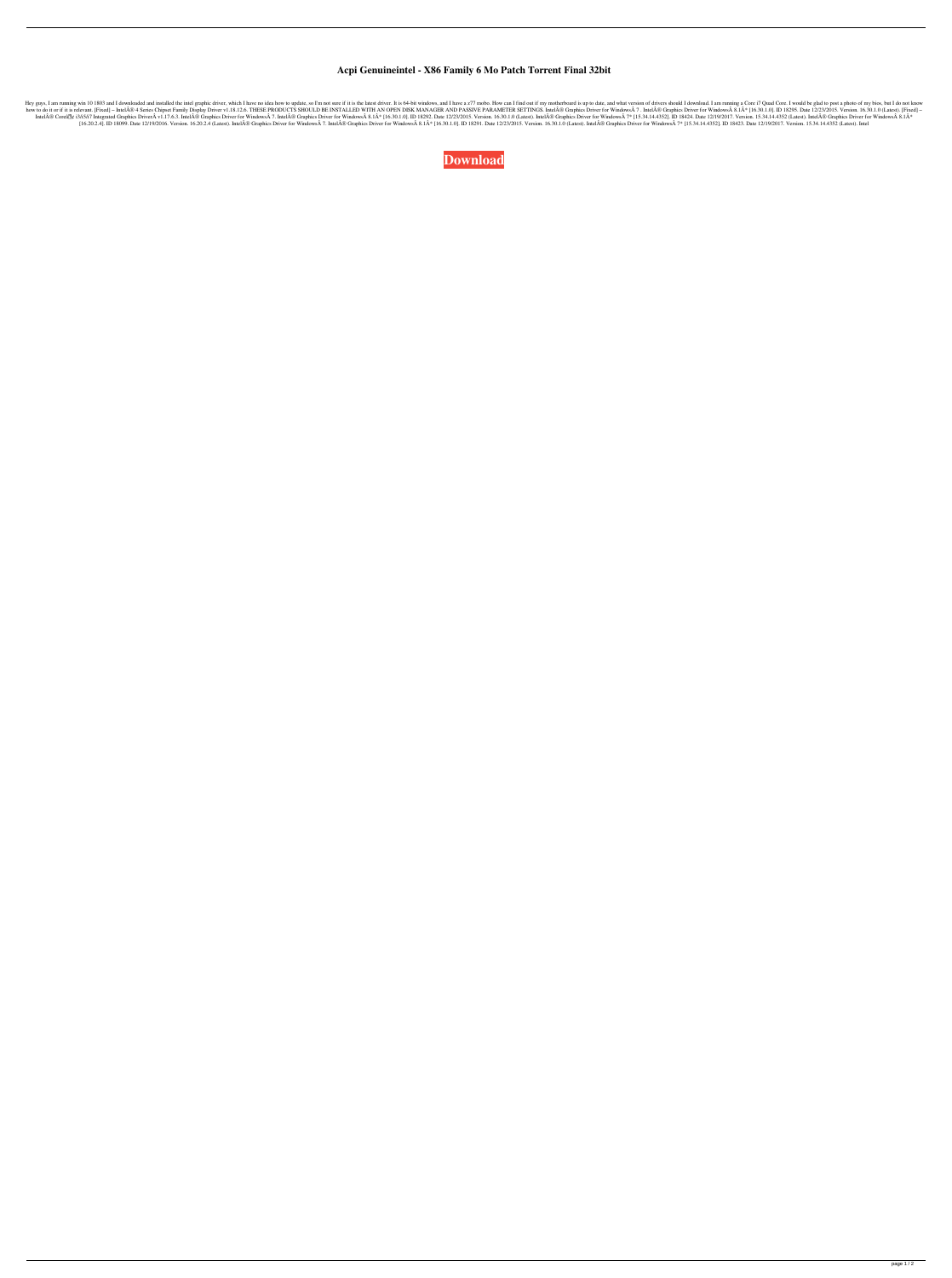# Acpi Genuineintel - X86 Family 6 Mo Patch Torrent Final 32bit

Hey guys, I am running win 10 1803 and I downloaded and installed the intel graphic driver, which I have no idea how to update, so I'm not sure if it is the latest driver. It is 64-bit windows, and I have a z77 mobo. How can I find out if my motherboard is up to date, and what version of drivers should I download. I am running a Core i7 Quad Core. I would be glad to post a photo of my bios, but I do not know how to do it or if it is relevant. [Fixed] – IntelÂ® 4 Series Chipset Family Display Driver v1.18.12.6. THESE PRODUCTS SHOULD BE INSTALLED WITH AN OPEN DISK MANAGER AND PASSIVE PARAMETER SETTINGS. IntelÂ® Graphics Driver for WindowsÂ 7 . IntelÂ® Graphics Driver for WindowsÂ 8.1Â* [16.30.1.0]. ID 18295. Date 12/23/2015. Version. 16.30.1.0 (Latest). [Fixed] – IntelÂ® Coreâ„¢ i3/i5/i7 Integrated Graphics DriverÂ v1.17.6.3. IntelÂ® Graphics Driver for WindowsÂ 7. IntelÂ® Graphics Driver for WindowsÂ 8.1Â* [16.30.1.0]. ID 18292. Date 12/23/2015. Version. 16.30.1.0 (Latest). IntelÂ® Graphics Driver for WindowsÂ 7* [15.34.14.4352]. ID 18424. Date 12/19/2017. Version. 15.34.14.4352 (Latest). IntelÂ® Graphics Driver for WindowsÂ 8.1Â* [16.20.2.4]. ID 18099. Date 12/19/2016. Version. 16.20.2.4 (Latest). IntelÂ® Graphics Driver for WindowsÂ 7. IntelÂ® Graphics Driver for WindowsÂ 8.1Â* [16.30.1.0]. ID 18291. Date 12/23/2015. Version. 16.30.1.0 (Latest). IntelÂ® Graphics Driver for WindowsÂ 7* [15.34.14.4352]. ID 18423. Date 12/19/2017. Version. 15.34.14.4352 (Latest). Intel

**Download**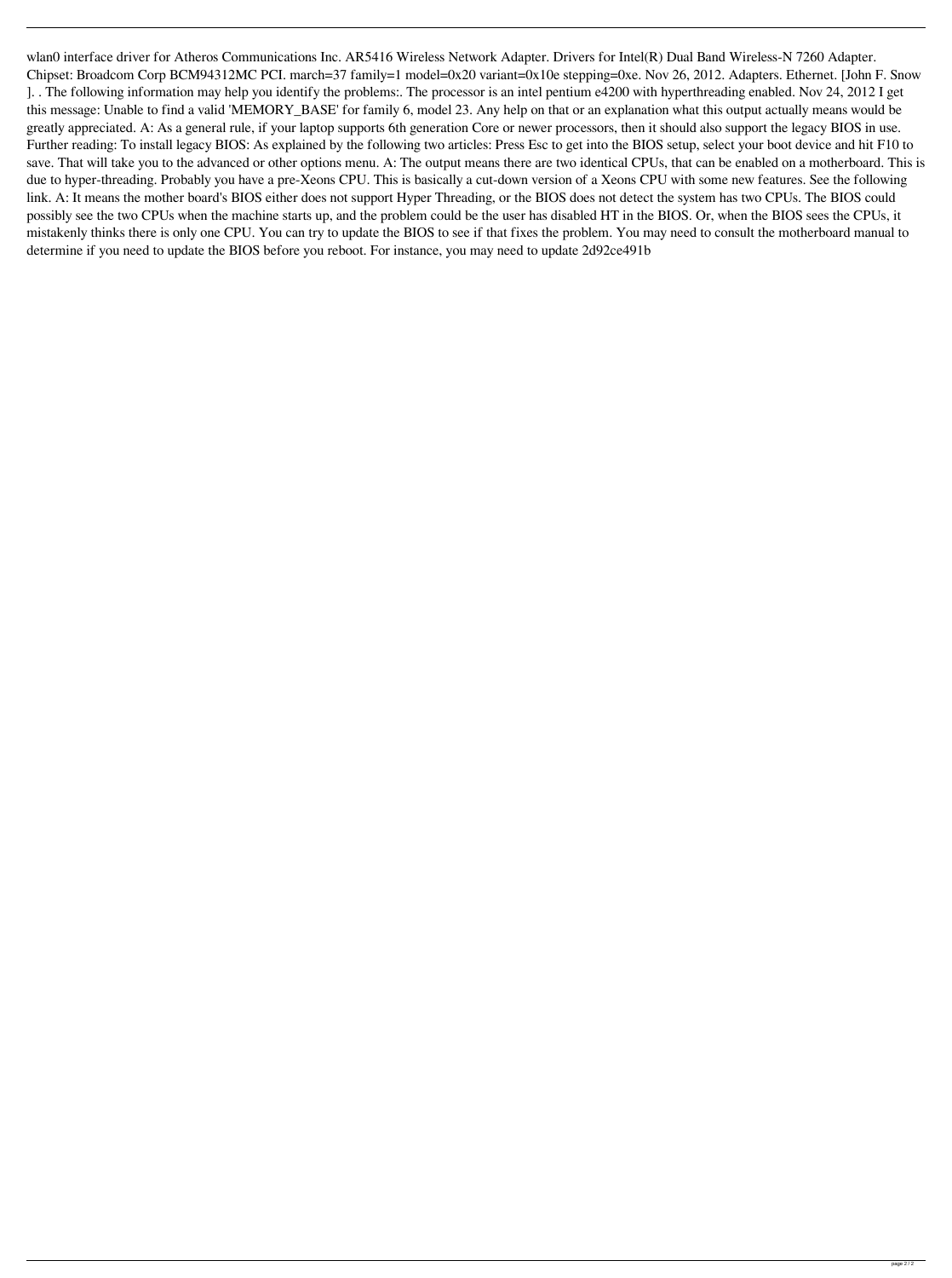wlan0 interface driver for Atheros Communications Inc. AR5416 Wireless Network Adapter. Drivers for Intel(R) Dual Band Wireless-N 7260 Adapter. Chipset: Broadcom Corp BCM94312MC PCI. march=37 family=1 model=0x20 variant=0x10e stepping=0xe. Nov 26, 2012. Adapters. Ethernet. [John F. Snow ]. . The following information may help you identify the problems:. The processor is an intel pentium e4200 with hyperthreading enabled. Nov 24, 2012 I get this message: Unable to find a valid 'MEMORY_BASE' for family 6, model 23. Any help on that or an explanation what this output actually means would be greatly appreciated. A: As a general rule, if your laptop supports 6th generation Core or newer processors, then it should also support the legacy BIOS in use. Further reading: To install legacy BIOS: As explained by the following two articles: Press Esc to get into the BIOS setup, select your boot device and hit F10 to save. That will take you to the advanced or other options menu. A: The output means there are two identical CPUs, that can be enabled on a motherboard. This is due to hyper-threading. Probably you have a pre-Xeons CPU. This is basically a cut-down version of a Xeons CPU with some new features. See the following link. A: It means the mother board's BIOS either does not support Hyper Threading, or the BIOS does not detect the system has two CPUs. The BIOS could possibly see the two CPUs when the machine starts up, and the problem could be the user has disabled HT in the BIOS. Or, when the BIOS sees the CPUs, it mistakenly thinks there is only one CPU. You can try to update the BIOS to see if that fixes the problem. You may need to consult the motherboard manual to determine if you need to update the BIOS before you reboot. For instance, you may need to update 2d92ce491b